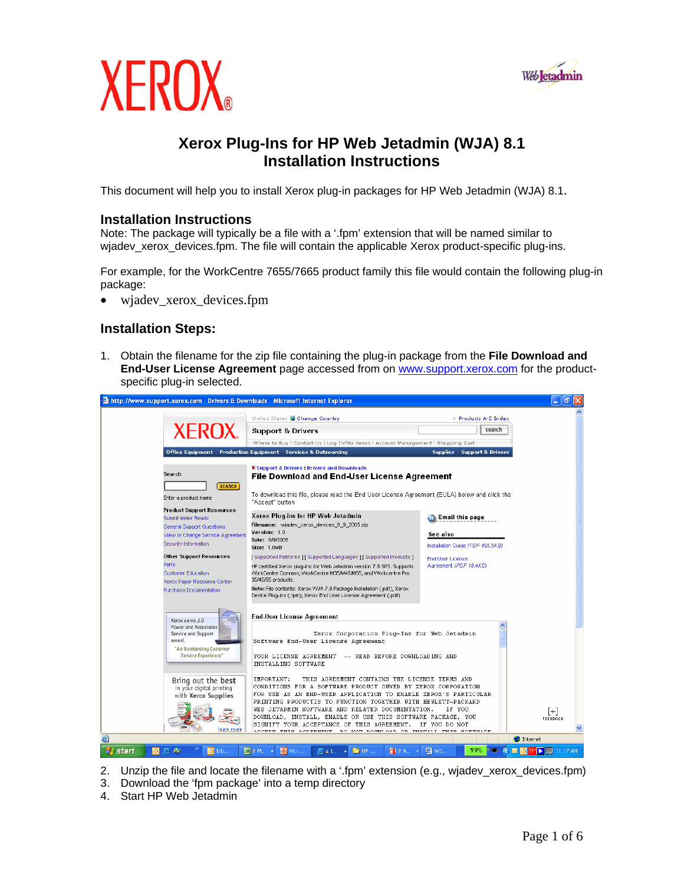# Xerox Plug-Ins for HP Web Jetadmin (WJA) 8.1
# Installation Instructions

This document will help you to install Xerox plug-in packages for HP Web Jetadmin (WJA) 8.1.

## Installation Instructions

Note: The package will typically be a file with a '.fpm' extension that will be named similar to wjadev_xerox_devices.fpm. The file will contain the applicable Xerox product-specific plug-ins.

For example, for the WorkCentre 7655/7665 product family this file would contain the following plug-in package:

- wjadev_xerox_devices.fpm

## Installation Steps:

1. Obtain the filename for the zip file containing the plug-in package from the **File Download and End-User License Agreement** page accessed from on www.support.xerox.com for the product-specific plug-in selected.

2. Unzip the file and locate the filename with a '.fpm' extension (e.g., wjadev_xerox_devices.fpm)
3. Download the 'fpm package' into a temp directory
4. Start HP Web Jetadmin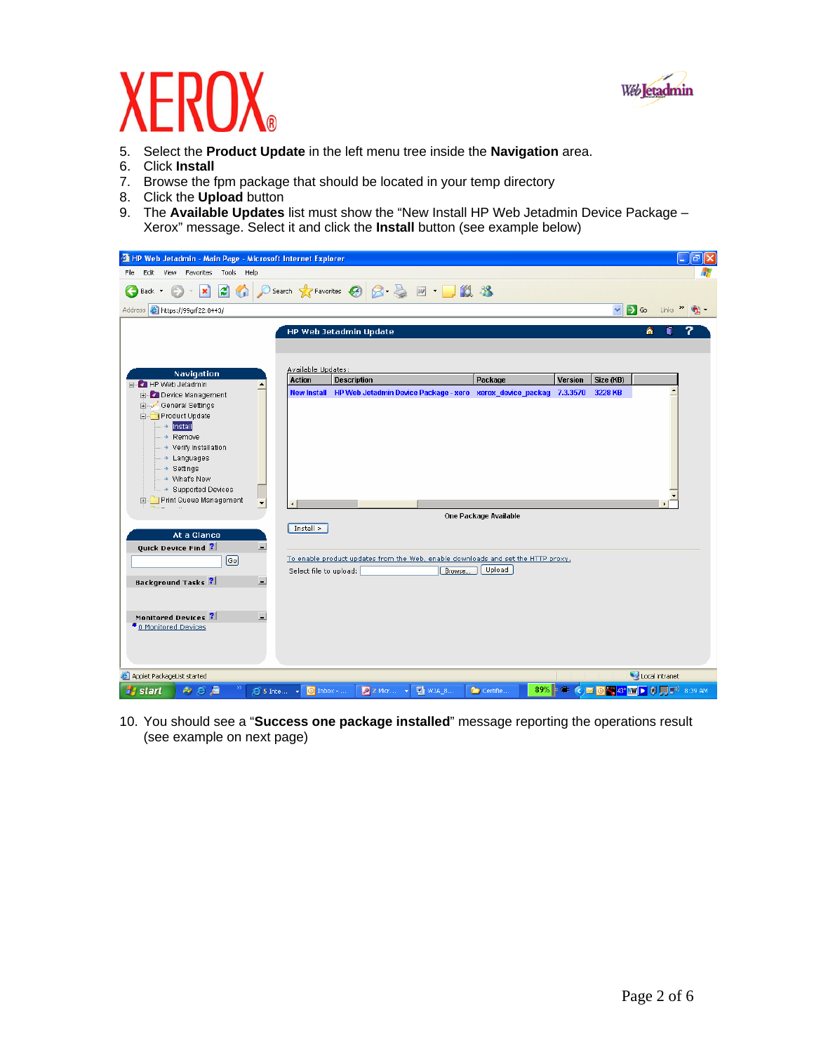5. Select the **Product Update** in the left menu tree inside the **Navigation** area.
6. Click **Install**
7. Browse the fpm package that should be located in your temp directory
8. Click the **Upload** button
9. The **Available Updates** list must show the “New Install HP Web Jetadmin Device Package – Xerox” message. Select it and click the **Install** button (see example below)

10. You should see a “**Success one package installed**” message reporting the operations result (see example on next page)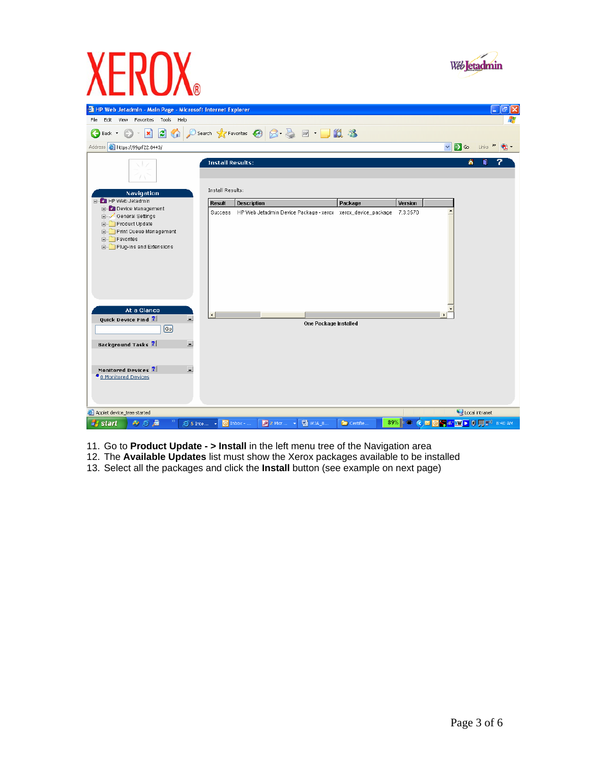11. Go to **Product Update - > Install** in the left menu tree of the Navigation area
12. The **Available Updates** list must show the Xerox packages available to be installed
13. Select all the packages and click the **Install** button (see example on next page)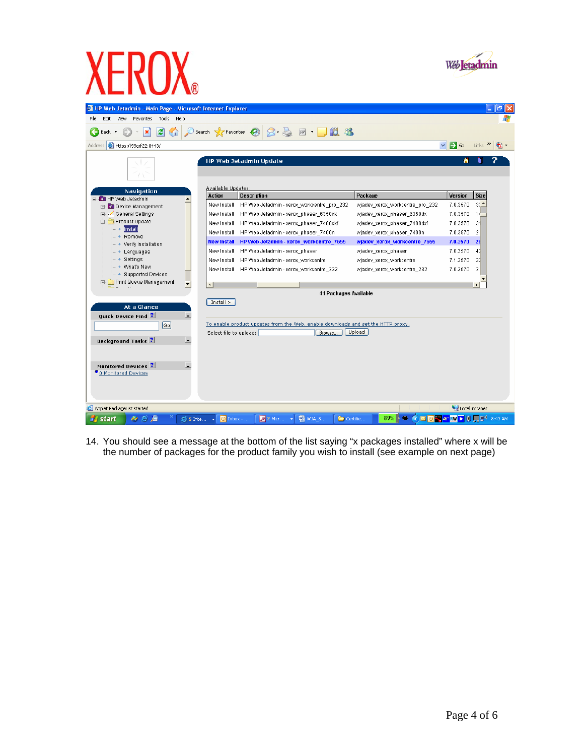14. You should see a message at the bottom of the list saying “x packages installed” where x will be the number of packages for the product family you wish to install (see example on next page)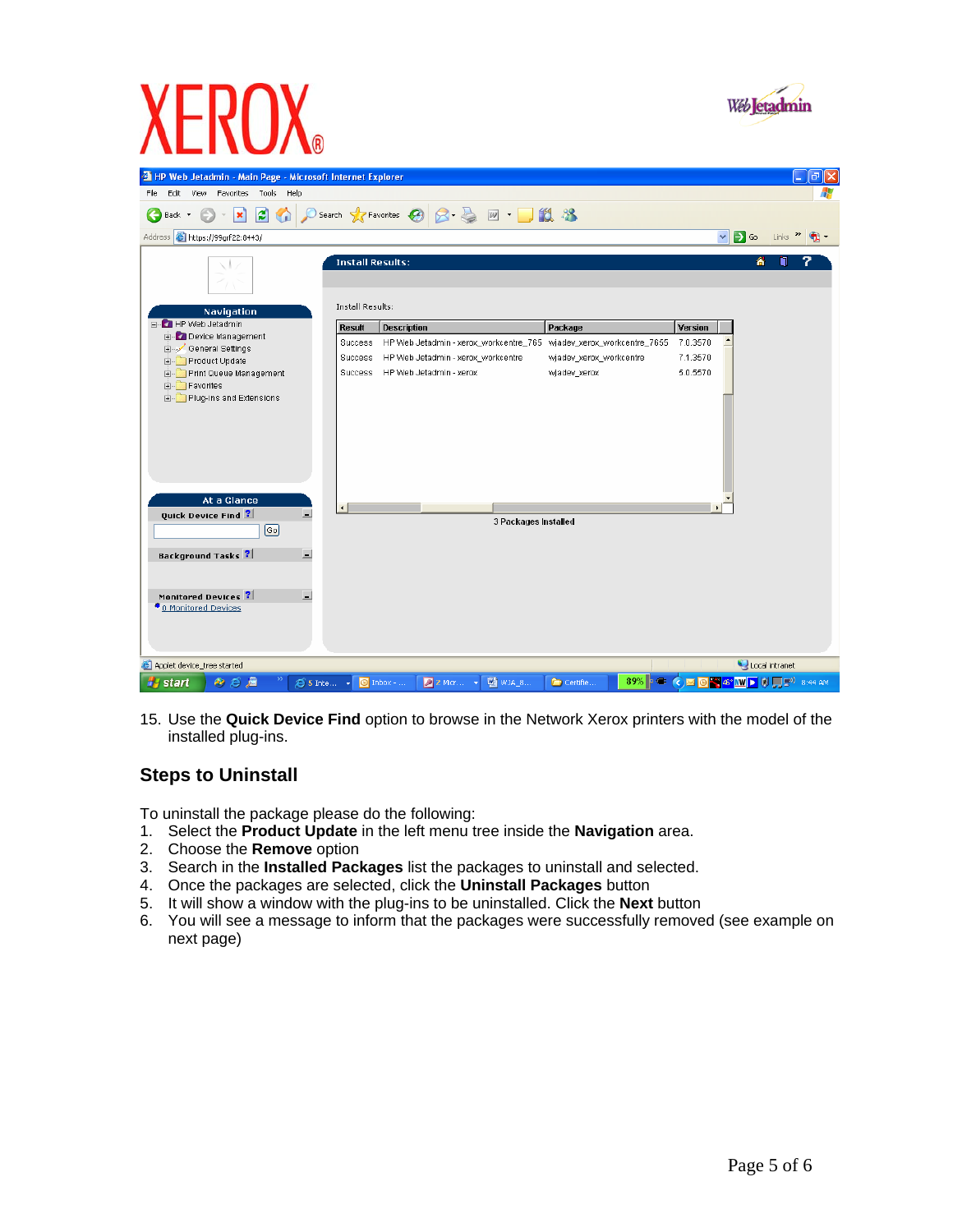15. Use the **Quick Device Find** option to browse in the Network Xerox printers with the model of the installed plug-ins.

## Steps to Uninstall

To uninstall the package please do the following:

1. Select the **Product Update** in the left menu tree inside the **Navigation** area.
2. Choose the **Remove** option
3. Search in the **Installed Packages** list the packages to uninstall and selected.
4. Once the packages are selected, click the **Uninstall Packages** button
5. It will show a window with the plug-ins to be uninstalled. Click the **Next** button
6. You will see a message to inform that the packages were successfully removed (see example on next page)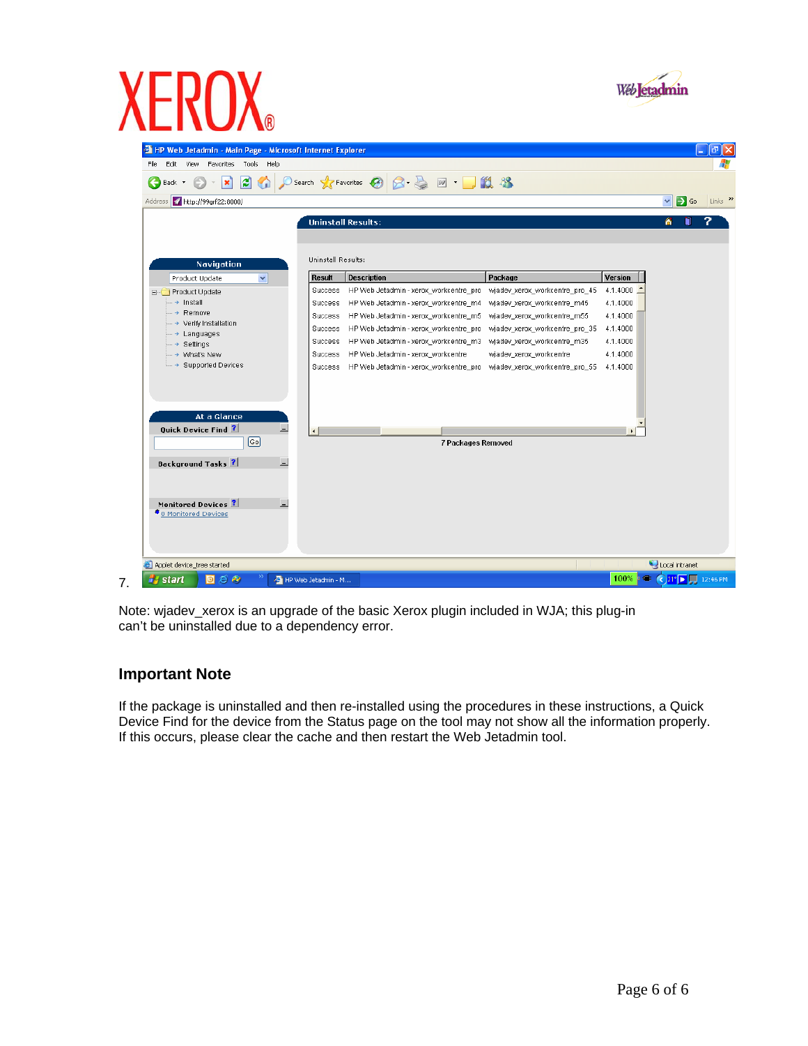7.

Note: wjadev_xerox is an upgrade of the basic Xerox plugin included in WJA; this plug-in can't be uninstalled due to a dependency error.

## Important Note

If the package is uninstalled and then re-installed using the procedures in these instructions, a Quick Device Find for the device from the Status page on the tool may not show all the information properly. If this occurs, please clear the cache and then restart the Web Jetadmin tool.